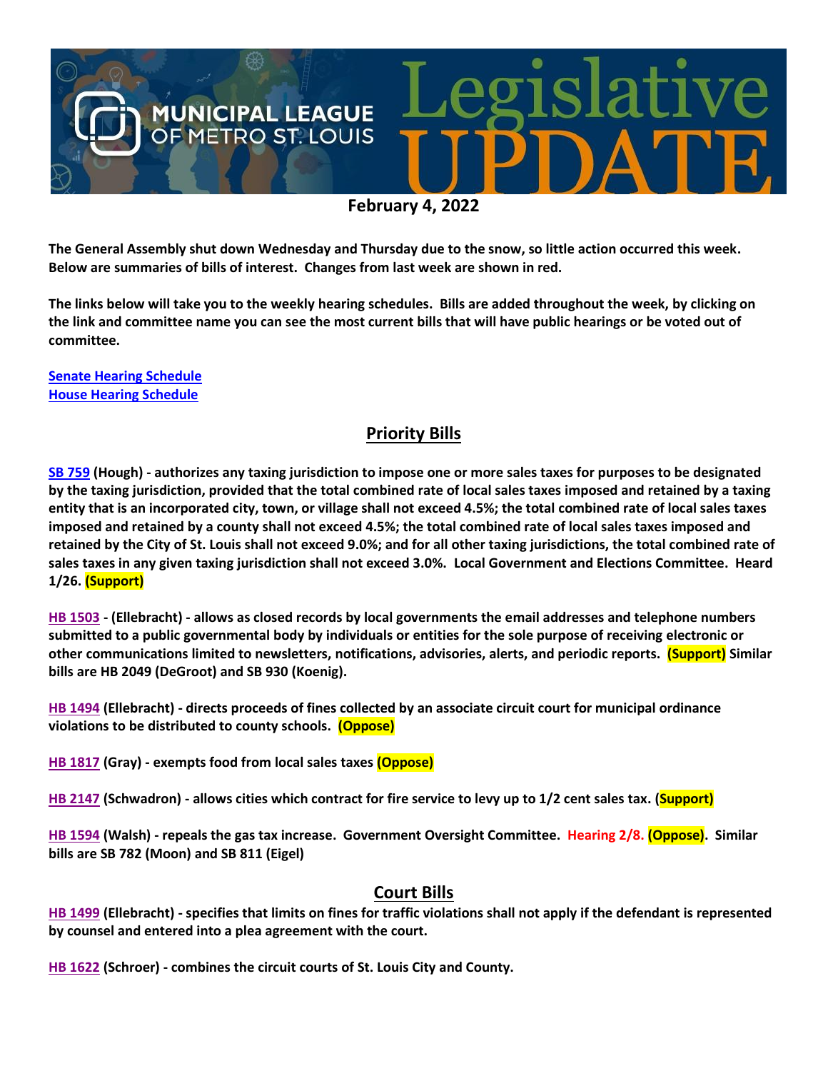# MUNICIPAL LEAGUE OF METRO ST. LOUIS Legislative UPDATE

**February 4, 2022**

**The General Assembly shut down Wednesday and Thursday due to the snow, so little action occurred this week. Below are summaries of bills of interest. Changes from last week are shown in red.**

**The links below will take you to the weekly hearing schedules. Bills are added throughout the week, by clicking on the link and committee name you can see the most current bills that will have public hearings or be voted out of committee.**

**Senate Hearing Schedule**
**House Hearing Schedule**

## Priority Bills

**SB 759 (Hough) - authorizes any taxing jurisdiction to impose one or more sales taxes for purposes to be designated by the taxing jurisdiction, provided that the total combined rate of local sales taxes imposed and retained by a taxing entity that is an incorporated city, town, or village shall not exceed 4.5%; the total combined rate of local sales taxes imposed and retained by a county shall not exceed 4.5%; the total combined rate of local sales taxes imposed and retained by the City of St. Louis shall not exceed 9.0%; and for all other taxing jurisdictions, the total combined rate of sales taxes in any given taxing jurisdiction shall not exceed 3.0%. Local Government and Elections Committee. Heard 1/26. (Support)**

**HB 1503 - (Ellebracht) - allows as closed records by local governments the email addresses and telephone numbers submitted to a public governmental body by individuals or entities for the sole purpose of receiving electronic or other communications limited to newsletters, notifications, advisories, alerts, and periodic reports. (Support) Similar bills are HB 2049 (DeGroot) and SB 930 (Koenig).**

**HB 1494 (Ellebracht) - directs proceeds of fines collected by an associate circuit court for municipal ordinance violations to be distributed to county schools. (Oppose)**

**HB 1817 (Gray) - exempts food from local sales taxes (Oppose)**

**HB 2147 (Schwadron) - allows cities which contract for fire service to levy up to 1/2 cent sales tax. (Support)**

**HB 1594 (Walsh) - repeals the gas tax increase. Government Oversight Committee. Hearing 2/8. (Oppose). Similar bills are SB 782 (Moon) and SB 811 (Eigel)**

## Court Bills

**HB 1499 (Ellebracht) - specifies that limits on fines for traffic violations shall not apply if the defendant is represented by counsel and entered into a plea agreement with the court.**

**HB 1622 (Schroer) - combines the circuit courts of St. Louis City and County.**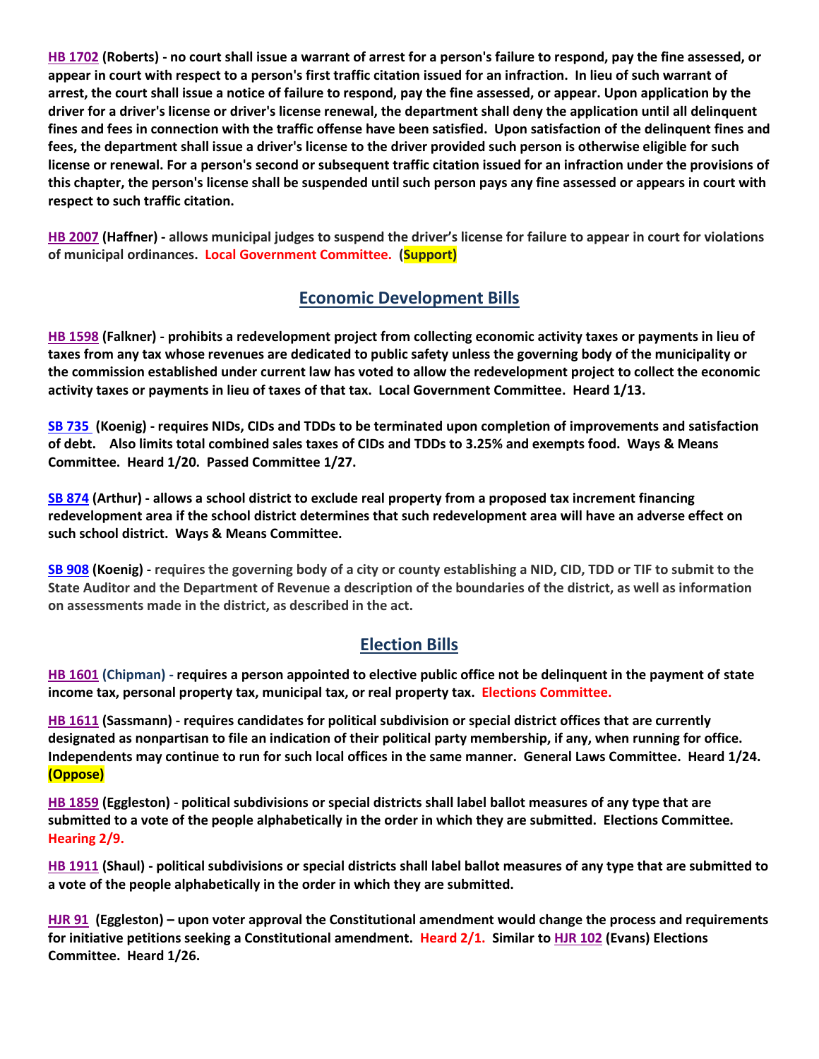**HB 1702 (Roberts) - no court shall issue a warrant of arrest for a person's failure to respond, pay the fine assessed, or appear in court with respect to a person's first traffic citation issued for an infraction. In lieu of such warrant of arrest, the court shall issue a notice of failure to respond, pay the fine assessed, or appear. Upon application by the driver for a driver's license or driver's license renewal, the department shall deny the application until all delinquent fines and fees in connection with the traffic offense have been satisfied. Upon satisfaction of the delinquent fines and fees, the department shall issue a driver's license to the driver provided such person is otherwise eligible for such license or renewal. For a person's second or subsequent traffic citation issued for an infraction under the provisions of this chapter, the person's license shall be suspended until such person pays any fine assessed or appears in court with respect to such traffic citation.**

**HB 2007 (Haffner) - allows municipal judges to suspend the driver's license for failure to appear in court for violations of municipal ordinances. Local Government Committee. (Support)**

## Economic Development Bills

**HB 1598 (Falkner) - prohibits a redevelopment project from collecting economic activity taxes or payments in lieu of taxes from any tax whose revenues are dedicated to public safety unless the governing body of the municipality or the commission established under current law has voted to allow the redevelopment project to collect the economic activity taxes or payments in lieu of taxes of that tax. Local Government Committee. Heard 1/13.**

**SB 735 (Koenig) - requires NIDs, CIDs and TDDs to be terminated upon completion of improvements and satisfaction of debt. Also limits total combined sales taxes of CIDs and TDDs to 3.25% and exempts food. Ways & Means Committee. Heard 1/20. Passed Committee 1/27.**

**SB 874 (Arthur) - allows a school district to exclude real property from a proposed tax increment financing redevelopment area if the school district determines that such redevelopment area will have an adverse effect on such school district. Ways & Means Committee.**

**SB 908 (Koenig) - requires the governing body of a city or county establishing a NID, CID, TDD or TIF to submit to the State Auditor and the Department of Revenue a description of the boundaries of the district, as well as information on assessments made in the district, as described in the act.**

## Election Bills

**HB 1601 (Chipman) - requires a person appointed to elective public office not be delinquent in the payment of state income tax, personal property tax, municipal tax, or real property tax. Elections Committee.**

**HB 1611 (Sassmann) - requires candidates for political subdivision or special district offices that are currently designated as nonpartisan to file an indication of their political party membership, if any, when running for office. Independents may continue to run for such local offices in the same manner. General Laws Committee. Heard 1/24. (Oppose)**

**HB 1859 (Eggleston) - political subdivisions or special districts shall label ballot measures of any type that are submitted to a vote of the people alphabetically in the order in which they are submitted. Elections Committee. Hearing 2/9.**

**HB 1911 (Shaul) - political subdivisions or special districts shall label ballot measures of any type that are submitted to a vote of the people alphabetically in the order in which they are submitted.**

**HJR 91 (Eggleston) – upon voter approval the Constitutional amendment would change the process and requirements for initiative petitions seeking a Constitutional amendment. Heard 2/1. Similar to HJR 102 (Evans) Elections Committee. Heard 1/26.**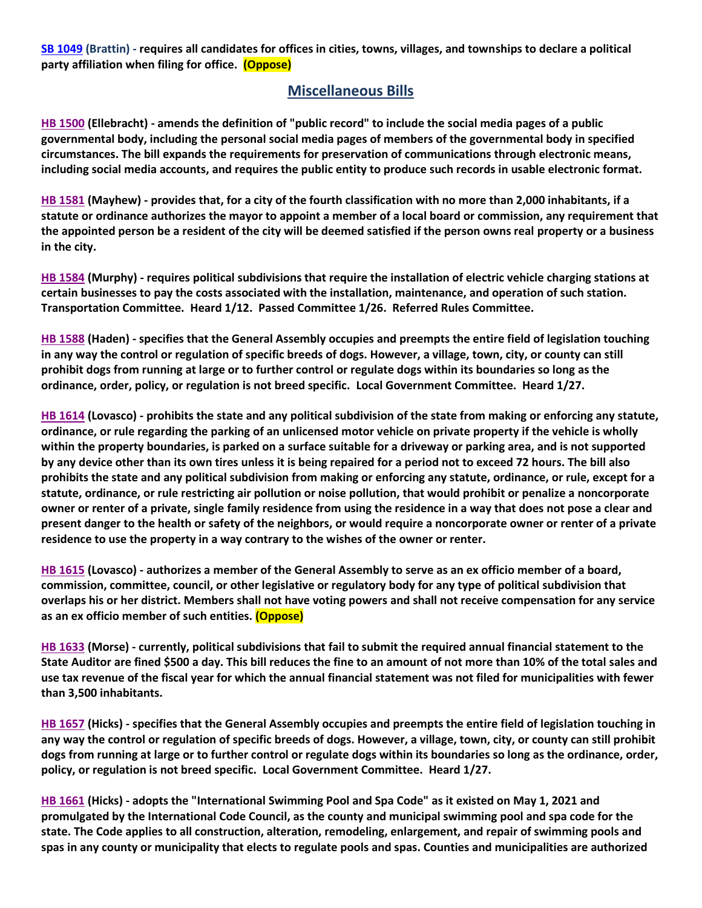**SB 1049 (Brattin) - requires all candidates for offices in cities, towns, villages, and townships to declare a political party affiliation when filing for office. (Oppose)**

## Miscellaneous Bills

**HB 1500 (Ellebracht) - amends the definition of "public record" to include the social media pages of a public governmental body, including the personal social media pages of members of the governmental body in specified circumstances. The bill expands the requirements for preservation of communications through electronic means, including social media accounts, and requires the public entity to produce such records in usable electronic format.**

**HB 1581 (Mayhew) - provides that, for a city of the fourth classification with no more than 2,000 inhabitants, if a statute or ordinance authorizes the mayor to appoint a member of a local board or commission, any requirement that the appointed person be a resident of the city will be deemed satisfied if the person owns real property or a business in the city.**

**HB 1584 (Murphy) - requires political subdivisions that require the installation of electric vehicle charging stations at certain businesses to pay the costs associated with the installation, maintenance, and operation of such station. Transportation Committee. Heard 1/12. Passed Committee 1/26. Referred Rules Committee.**

**HB 1588 (Haden) - specifies that the General Assembly occupies and preempts the entire field of legislation touching in any way the control or regulation of specific breeds of dogs. However, a village, town, city, or county can still prohibit dogs from running at large or to further control or regulate dogs within its boundaries so long as the ordinance, order, policy, or regulation is not breed specific. Local Government Committee. Heard 1/27.**

**HB 1614 (Lovasco) - prohibits the state and any political subdivision of the state from making or enforcing any statute, ordinance, or rule regarding the parking of an unlicensed motor vehicle on private property if the vehicle is wholly within the property boundaries, is parked on a surface suitable for a driveway or parking area, and is not supported by any device other than its own tires unless it is being repaired for a period not to exceed 72 hours. The bill also prohibits the state and any political subdivision from making or enforcing any statute, ordinance, or rule, except for a statute, ordinance, or rule restricting air pollution or noise pollution, that would prohibit or penalize a noncorporate owner or renter of a private, single family residence from using the residence in a way that does not pose a clear and present danger to the health or safety of the neighbors, or would require a noncorporate owner or renter of a private residence to use the property in a way contrary to the wishes of the owner or renter.**

**HB 1615 (Lovasco) - authorizes a member of the General Assembly to serve as an ex officio member of a board, commission, committee, council, or other legislative or regulatory body for any type of political subdivision that overlaps his or her district. Members shall not have voting powers and shall not receive compensation for any service as an ex officio member of such entities. (Oppose)**

**HB 1633 (Morse) - currently, political subdivisions that fail to submit the required annual financial statement to the State Auditor are fined $500 a day. This bill reduces the fine to an amount of not more than 10% of the total sales and use tax revenue of the fiscal year for which the annual financial statement was not filed for municipalities with fewer than 3,500 inhabitants.**

**HB 1657 (Hicks) - specifies that the General Assembly occupies and preempts the entire field of legislation touching in any way the control or regulation of specific breeds of dogs. However, a village, town, city, or county can still prohibit dogs from running at large or to further control or regulate dogs within its boundaries so long as the ordinance, order, policy, or regulation is not breed specific. Local Government Committee. Heard 1/27.**

**HB 1661 (Hicks) - adopts the "International Swimming Pool and Spa Code" as it existed on May 1, 2021 and promulgated by the International Code Council, as the county and municipal swimming pool and spa code for the state. The Code applies to all construction, alteration, remodeling, enlargement, and repair of swimming pools and spas in any county or municipality that elects to regulate pools and spas. Counties and municipalities are authorized**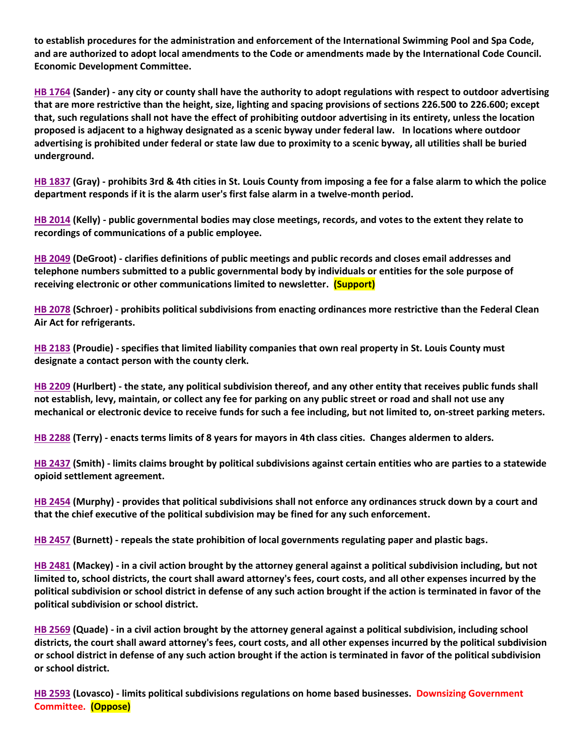**to establish procedures for the administration and enforcement of the International Swimming Pool and Spa Code, and are authorized to adopt local amendments to the Code or amendments made by the International Code Council. Economic Development Committee.**

**HB 1764 (Sander) - any city or county shall have the authority to adopt regulations with respect to outdoor advertising that are more restrictive than the height, size, lighting and spacing provisions of sections 226.500 to 226.600; except that, such regulations shall not have the effect of prohibiting outdoor advertising in its entirety, unless the location proposed is adjacent to a highway designated as a scenic byway under federal law. In locations where outdoor advertising is prohibited under federal or state law due to proximity to a scenic byway, all utilities shall be buried underground.**

**HB 1837 (Gray) - prohibits 3rd & 4th cities in St. Louis County from imposing a fee for a false alarm to which the police department responds if it is the alarm user's first false alarm in a twelve-month period.**

**HB 2014 (Kelly) - public governmental bodies may close meetings, records, and votes to the extent they relate to recordings of communications of a public employee.**

**HB 2049 (DeGroot) - clarifies definitions of public meetings and public records and closes email addresses and telephone numbers submitted to a public governmental body by individuals or entities for the sole purpose of receiving electronic or other communications limited to newsletter. (Support)**

**HB 2078 (Schroer) - prohibits political subdivisions from enacting ordinances more restrictive than the Federal Clean Air Act for refrigerants.**

**HB 2183 (Proudie) - specifies that limited liability companies that own real property in St. Louis County must designate a contact person with the county clerk.**

**HB 2209 (Hurlbert) - the state, any political subdivision thereof, and any other entity that receives public funds shall not establish, levy, maintain, or collect any fee for parking on any public street or road and shall not use any mechanical or electronic device to receive funds for such a fee including, but not limited to, on-street parking meters.**

**HB 2288 (Terry) - enacts terms limits of 8 years for mayors in 4th class cities. Changes aldermen to alders.**

**HB 2437 (Smith) - limits claims brought by political subdivisions against certain entities who are parties to a statewide opioid settlement agreement.**

**HB 2454 (Murphy) - provides that political subdivisions shall not enforce any ordinances struck down by a court and that the chief executive of the political subdivision may be fined for any such enforcement.**

**HB 2457 (Burnett) - repeals the state prohibition of local governments regulating paper and plastic bags.**

**HB 2481 (Mackey) - in a civil action brought by the attorney general against a political subdivision including, but not limited to, school districts, the court shall award attorney's fees, court costs, and all other expenses incurred by the political subdivision or school district in defense of any such action brought if the action is terminated in favor of the political subdivision or school district.**

**HB 2569 (Quade) - in a civil action brought by the attorney general against a political subdivision, including school districts, the court shall award attorney's fees, court costs, and all other expenses incurred by the political subdivision or school district in defense of any such action brought if the action is terminated in favor of the political subdivision or school district.**

**HB 2593 (Lovasco) - limits political subdivisions regulations on home based businesses. Downsizing Government Committee. (Oppose)**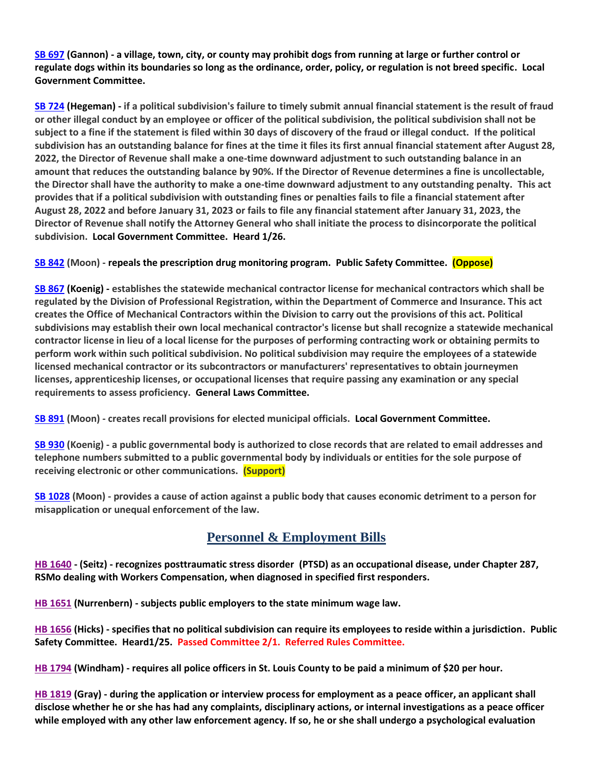**SB 697 (Gannon) - a village, town, city, or county may prohibit dogs from running at large or further control or regulate dogs within its boundaries so long as the ordinance, order, policy, or regulation is not breed specific. Local Government Committee.**

**SB 724 (Hegeman) - if a political subdivision's failure to timely submit annual financial statement is the result of fraud or other illegal conduct by an employee or officer of the political subdivision, the political subdivision shall not be subject to a fine if the statement is filed within 30 days of discovery of the fraud or illegal conduct. If the political subdivision has an outstanding balance for fines at the time it files its first annual financial statement after August 28, 2022, the Director of Revenue shall make a one-time downward adjustment to such outstanding balance in an amount that reduces the outstanding balance by 90%. If the Director of Revenue determines a fine is uncollectable, the Director shall have the authority to make a one-time downward adjustment to any outstanding penalty. This act provides that if a political subdivision with outstanding fines or penalties fails to file a financial statement after August 28, 2022 and before January 31, 2023 or fails to file any financial statement after January 31, 2023, the Director of Revenue shall notify the Attorney General who shall initiate the process to disincorporate the political subdivision. Local Government Committee. Heard 1/26.**

**SB 842 (Moon) - repeals the prescription drug monitoring program. Public Safety Committee. (Oppose)**

**SB 867 (Koenig) - establishes the statewide mechanical contractor license for mechanical contractors which shall be regulated by the Division of Professional Registration, within the Department of Commerce and Insurance. This act creates the Office of Mechanical Contractors within the Division to carry out the provisions of this act. Political subdivisions may establish their own local mechanical contractor's license but shall recognize a statewide mechanical contractor license in lieu of a local license for the purposes of performing contracting work or obtaining permits to perform work within such political subdivision. No political subdivision may require the employees of a statewide licensed mechanical contractor or its subcontractors or manufacturers' representatives to obtain journeymen licenses, apprenticeship licenses, or occupational licenses that require passing any examination or any special requirements to assess proficiency. General Laws Committee.**

**SB 891 (Moon) - creates recall provisions for elected municipal officials. Local Government Committee.**

**SB 930 (Koenig) - a public governmental body is authorized to close records that are related to email addresses and telephone numbers submitted to a public governmental body by individuals or entities for the sole purpose of receiving electronic or other communications. (Support)**

**SB 1028 (Moon) - provides a cause of action against a public body that causes economic detriment to a person for misapplication or unequal enforcement of the law.**

## Personnel & Employment Bills

**HB 1640 - (Seitz) - recognizes posttraumatic stress disorder (PTSD) as an occupational disease, under Chapter 287, RSMo dealing with Workers Compensation, when diagnosed in specified first responders.**

**HB 1651 (Nurrenbern) - subjects public employers to the state minimum wage law.**

**HB 1656 (Hicks) - specifies that no political subdivision can require its employees to reside within a jurisdiction. Public Safety Committee. Heard1/25. Passed Committee 2/1. Referred Rules Committee.**

**HB 1794 (Windham) - requires all police officers in St. Louis County to be paid a minimum of $20 per hour.**

**HB 1819 (Gray) - during the application or interview process for employment as a peace officer, an applicant shall disclose whether he or she has had any complaints, disciplinary actions, or internal investigations as a peace officer while employed with any other law enforcement agency. If so, he or she shall undergo a psychological evaluation**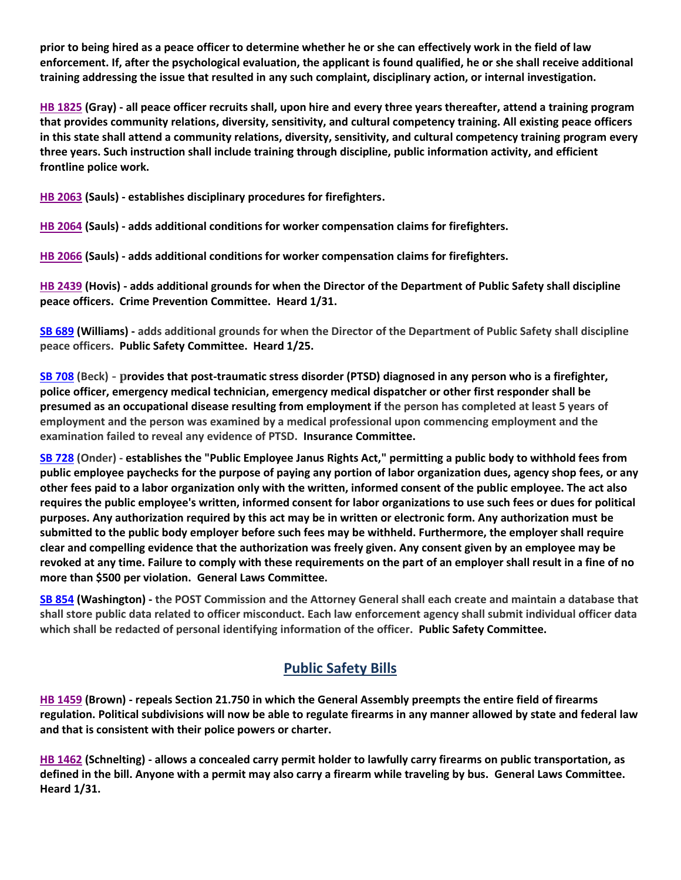**prior to being hired as a peace officer to determine whether he or she can effectively work in the field of law enforcement. If, after the psychological evaluation, the applicant is found qualified, he or she shall receive additional training addressing the issue that resulted in any such complaint, disciplinary action, or internal investigation.**

**HB 1825 (Gray) - all peace officer recruits shall, upon hire and every three years thereafter, attend a training program that provides community relations, diversity, sensitivity, and cultural competency training. All existing peace officers in this state shall attend a community relations, diversity, sensitivity, and cultural competency training program every three years. Such instruction shall include training through discipline, public information activity, and efficient frontline police work.**

**HB 2063 (Sauls) - establishes disciplinary procedures for firefighters.**

**HB 2064 (Sauls) - adds additional conditions for worker compensation claims for firefighters.**

**HB 2066 (Sauls) - adds additional conditions for worker compensation claims for firefighters.**

**HB 2439 (Hovis) - adds additional grounds for when the Director of the Department of Public Safety shall discipline peace officers. Crime Prevention Committee. Heard 1/31.**

**SB 689 (Williams) - adds additional grounds for when the Director of the Department of Public Safety shall discipline peace officers. Public Safety Committee. Heard 1/25.**

**SB 708 (Beck) - provides that post-traumatic stress disorder (PTSD) diagnosed in any person who is a firefighter, police officer, emergency medical technician, emergency medical dispatcher or other first responder shall be presumed as an occupational disease resulting from employment if the person has completed at least 5 years of employment and the person was examined by a medical professional upon commencing employment and the examination failed to reveal any evidence of PTSD. Insurance Committee.**

**SB 728 (Onder) - establishes the "Public Employee Janus Rights Act," permitting a public body to withhold fees from public employee paychecks for the purpose of paying any portion of labor organization dues, agency shop fees, or any other fees paid to a labor organization only with the written, informed consent of the public employee. The act also requires the public employee's written, informed consent for labor organizations to use such fees or dues for political purposes. Any authorization required by this act may be in written or electronic form. Any authorization must be submitted to the public body employer before such fees may be withheld. Furthermore, the employer shall require clear and compelling evidence that the authorization was freely given. Any consent given by an employee may be revoked at any time. Failure to comply with these requirements on the part of an employer shall result in a fine of no more than $500 per violation. General Laws Committee.**

**SB 854 (Washington) - the POST Commission and the Attorney General shall each create and maintain a database that shall store public data related to officer misconduct. Each law enforcement agency shall submit individual officer data which shall be redacted of personal identifying information of the officer. Public Safety Committee.**

## Public Safety Bills

**HB 1459 (Brown) - repeals Section 21.750 in which the General Assembly preempts the entire field of firearms regulation. Political subdivisions will now be able to regulate firearms in any manner allowed by state and federal law and that is consistent with their police powers or charter.**

**HB 1462 (Schnelting) - allows a concealed carry permit holder to lawfully carry firearms on public transportation, as defined in the bill. Anyone with a permit may also carry a firearm while traveling by bus. General Laws Committee. Heard 1/31.**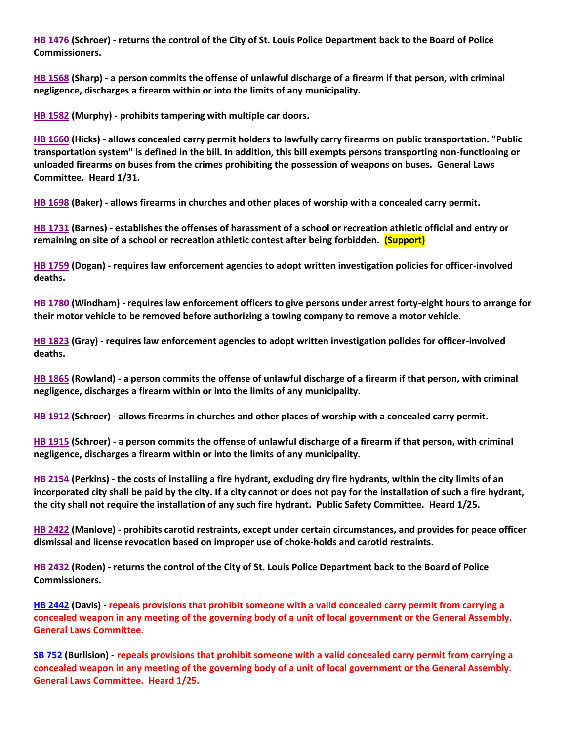**HB 1476 (Schroer) - returns the control of the City of St. Louis Police Department back to the Board of Police Commissioners.**

**HB 1568 (Sharp) - a person commits the offense of unlawful discharge of a firearm if that person, with criminal negligence, discharges a firearm within or into the limits of any municipality.**

**HB 1582 (Murphy) - prohibits tampering with multiple car doors.**

**HB 1660 (Hicks) - allows concealed carry permit holders to lawfully carry firearms on public transportation. "Public transportation system" is defined in the bill. In addition, this bill exempts persons transporting non-functioning or unloaded firearms on buses from the crimes prohibiting the possession of weapons on buses. General Laws Committee. Heard 1/31.**

**HB 1698 (Baker) - allows firearms in churches and other places of worship with a concealed carry permit.**

**HB 1731 (Barnes) - establishes the offenses of harassment of a school or recreation athletic official and entry or remaining on site of a school or recreation athletic contest after being forbidden. (Support)**

**HB 1759 (Dogan) - requires law enforcement agencies to adopt written investigation policies for officer-involved deaths.**

**HB 1780 (Windham) - requires law enforcement officers to give persons under arrest forty-eight hours to arrange for their motor vehicle to be removed before authorizing a towing company to remove a motor vehicle.**

**HB 1823 (Gray) - requires law enforcement agencies to adopt written investigation policies for officer-involved deaths.**

**HB 1865 (Rowland) - a person commits the offense of unlawful discharge of a firearm if that person, with criminal negligence, discharges a firearm within or into the limits of any municipality.**

**HB 1912 (Schroer) - allows firearms in churches and other places of worship with a concealed carry permit.**

**HB 1915 (Schroer) - a person commits the offense of unlawful discharge of a firearm if that person, with criminal negligence, discharges a firearm within or into the limits of any municipality.**

**HB 2154 (Perkins) - the costs of installing a fire hydrant, excluding dry fire hydrants, within the city limits of an incorporated city shall be paid by the city. If a city cannot or does not pay for the installation of such a fire hydrant, the city shall not require the installation of any such fire hydrant. Public Safety Committee. Heard 1/25.**

**HB 2422 (Manlove) - prohibits carotid restraints, except under certain circumstances, and provides for peace officer dismissal and license revocation based on improper use of choke-holds and carotid restraints.**

**HB 2432 (Roden) - returns the control of the City of St. Louis Police Department back to the Board of Police Commissioners.**

**HB 2442 (Davis) - repeals provisions that prohibit someone with a valid concealed carry permit from carrying a concealed weapon in any meeting of the governing body of a unit of local government or the General Assembly. General Laws Committee.**

**SB 752 (Burlision) - repeals provisions that prohibit someone with a valid concealed carry permit from carrying a concealed weapon in any meeting of the governing body of a unit of local government or the General Assembly. General Laws Committee. Heard 1/25.**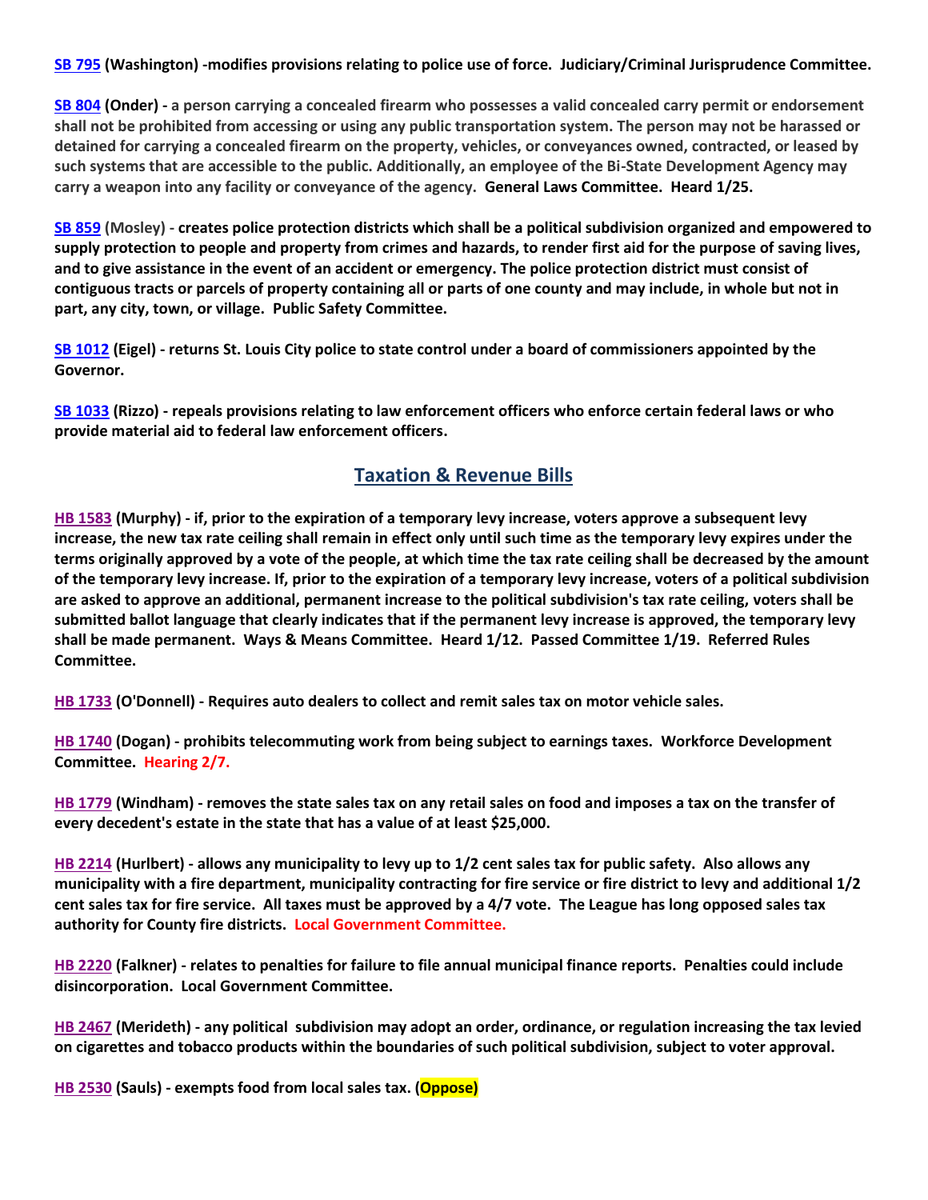**SB 795** **(Washington) -modifies provisions relating to police use of force. Judiciary/Criminal Jurisprudence Committee.**

**SB 804** **(Onder) - a person carrying a concealed firearm who possesses a valid concealed carry permit or endorsement shall not be prohibited from accessing or using any public transportation system. The person may not be harassed or detained for carrying a concealed firearm on the property, vehicles, or conveyances owned, contracted, or leased by such systems that are accessible to the public. Additionally, an employee of the Bi-State Development Agency may carry a weapon into any facility or conveyance of the agency. General Laws Committee. Heard 1/25.**

**SB 859** **(Mosley) - creates police protection districts which shall be a political subdivision organized and empowered to supply protection to people and property from crimes and hazards, to render first aid for the purpose of saving lives, and to give assistance in the event of an accident or emergency. The police protection district must consist of contiguous tracts or parcels of property containing all or parts of one county and may include, in whole but not in part, any city, town, or village. Public Safety Committee.**

**SB 1012** **(Eigel) - returns St. Louis City police to state control under a board of commissioners appointed by the Governor.**

**SB 1033** **(Rizzo) - repeals provisions relating to law enforcement officers who enforce certain federal laws or who provide material aid to federal law enforcement officers.**

## Taxation & Revenue Bills

**HB 1583** **(Murphy) - if, prior to the expiration of a temporary levy increase, voters approve a subsequent levy increase, the new tax rate ceiling shall remain in effect only until such time as the temporary levy expires under the terms originally approved by a vote of the people, at which time the tax rate ceiling shall be decreased by the amount of the temporary levy increase. If, prior to the expiration of a temporary levy increase, voters of a political subdivision are asked to approve an additional, permanent increase to the political subdivision's tax rate ceiling, voters shall be submitted ballot language that clearly indicates that if the permanent levy increase is approved, the temporary levy shall be made permanent. Ways & Means Committee. Heard 1/12. Passed Committee 1/19. Referred Rules Committee.**

**HB 1733** **(O'Donnell) - Requires auto dealers to collect and remit sales tax on motor vehicle sales.**

**HB 1740** **(Dogan) - prohibits telecommuting work from being subject to earnings taxes. Workforce Development Committee. Hearing 2/7.**

**HB 1779** **(Windham) - removes the state sales tax on any retail sales on food and imposes a tax on the transfer of every decedent's estate in the state that has a value of at least $25,000.**

**HB 2214** **(Hurlbert) - allows any municipality to levy up to 1/2 cent sales tax for public safety. Also allows any municipality with a fire department, municipality contracting for fire service or fire district to levy and additional 1/2 cent sales tax for fire service. All taxes must be approved by a 4/7 vote. The League has long opposed sales tax authority for County fire districts. Local Government Committee.**

**HB 2220** **(Falkner) - relates to penalties for failure to file annual municipal finance reports. Penalties could include disincorporation. Local Government Committee.**

**HB 2467** **(Merideth) - any political subdivision may adopt an order, ordinance, or regulation increasing the tax levied on cigarettes and tobacco products within the boundaries of such political subdivision, subject to voter approval.**

**HB 2530** **(Sauls) - exempts food from local sales tax. (Oppose)**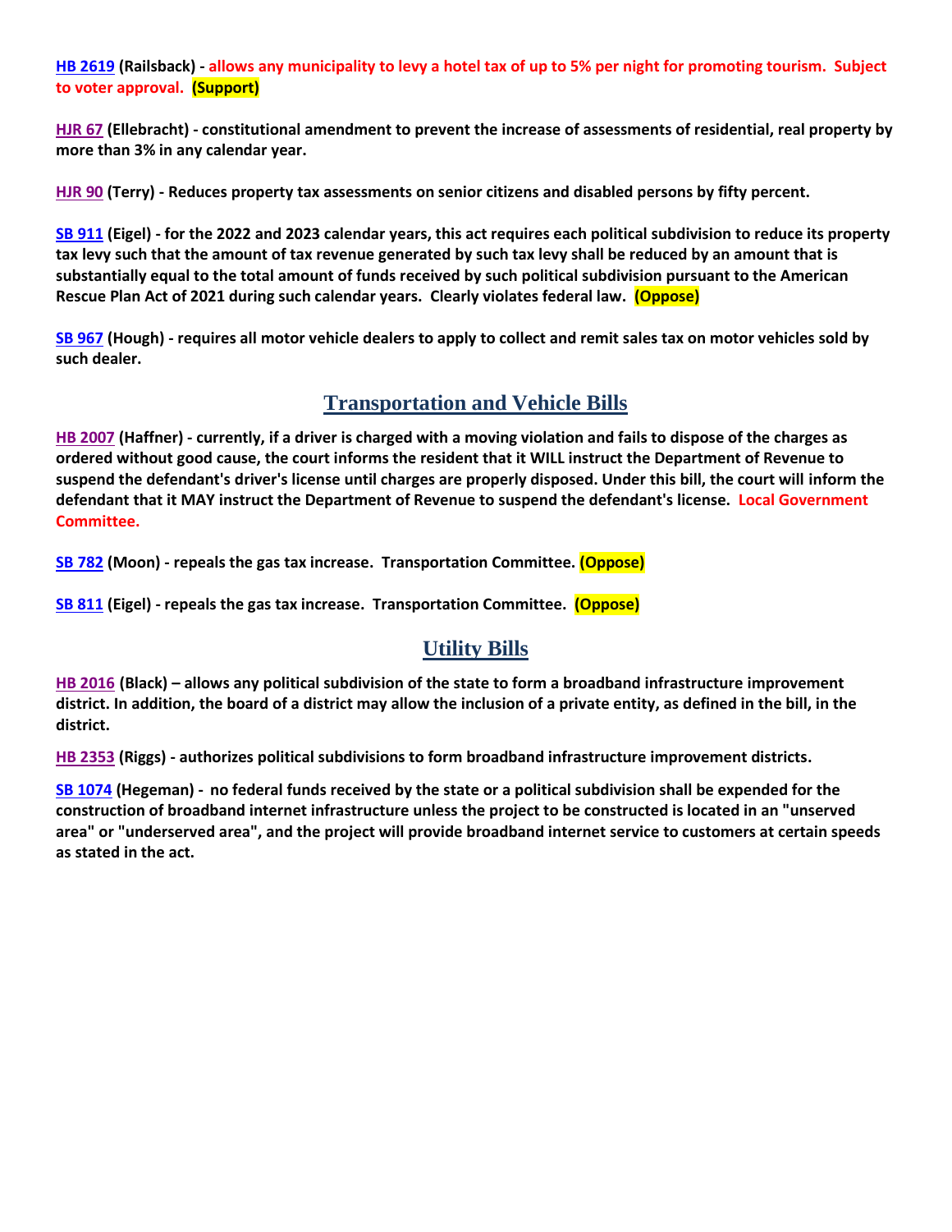**HB 2619 (Railsback) - allows any municipality to levy a hotel tax of up to 5% per night for promoting tourism. Subject to voter approval. (Support)**

**HJR 67 (Ellebracht) - constitutional amendment to prevent the increase of assessments of residential, real property by more than 3% in any calendar year.**

**HJR 90 (Terry) - Reduces property tax assessments on senior citizens and disabled persons by fifty percent.**

**SB 911 (Eigel) - for the 2022 and 2023 calendar years, this act requires each political subdivision to reduce its property tax levy such that the amount of tax revenue generated by such tax levy shall be reduced by an amount that is substantially equal to the total amount of funds received by such political subdivision pursuant to the American Rescue Plan Act of 2021 during such calendar years. Clearly violates federal law. (Oppose)**

**SB 967 (Hough) - requires all motor vehicle dealers to apply to collect and remit sales tax on motor vehicles sold by such dealer.**

## Transportation and Vehicle Bills

**HB 2007 (Haffner) - currently, if a driver is charged with a moving violation and fails to dispose of the charges as ordered without good cause, the court informs the resident that it WILL instruct the Department of Revenue to suspend the defendant's driver's license until charges are properly disposed. Under this bill, the court will inform the defendant that it MAY instruct the Department of Revenue to suspend the defendant's license. Local Government Committee.**

**SB 782 (Moon) - repeals the gas tax increase. Transportation Committee. (Oppose)**

**SB 811 (Eigel) - repeals the gas tax increase. Transportation Committee. (Oppose)**

## Utility Bills

**HB 2016 (Black) – allows any political subdivision of the state to form a broadband infrastructure improvement district. In addition, the board of a district may allow the inclusion of a private entity, as defined in the bill, in the district.**

**HB 2353 (Riggs) - authorizes political subdivisions to form broadband infrastructure improvement districts.**

**SB 1074 (Hegeman) - no federal funds received by the state or a political subdivision shall be expended for the construction of broadband internet infrastructure unless the project to be constructed is located in an "unserved area" or "underserved area", and the project will provide broadband internet service to customers at certain speeds as stated in the act.**